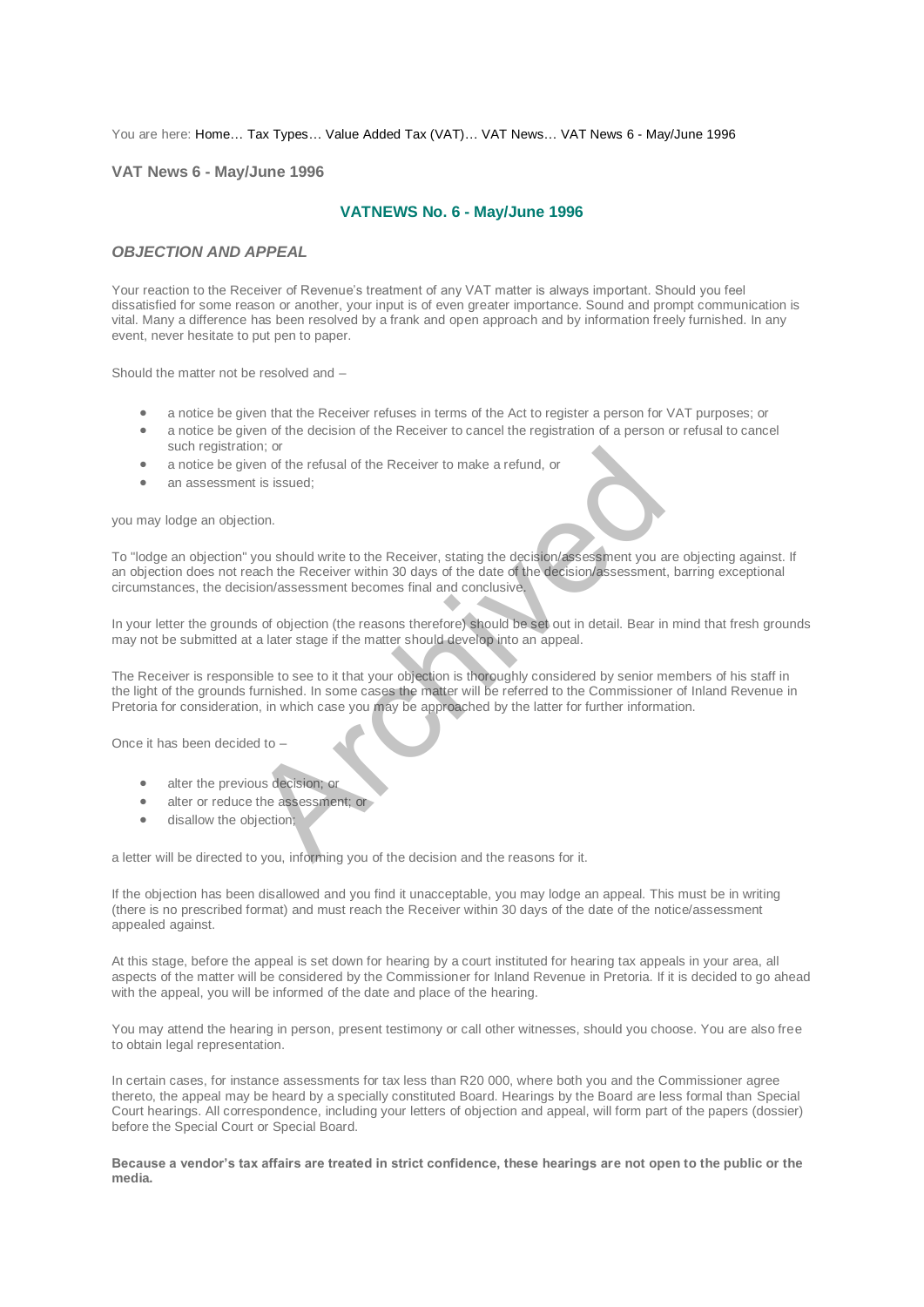You are here: Home… Tax Types… Value Added Tax (VAT)… VAT News… VAT News 6 - May/June 1996

## VAT News 6 - May/June 1996

### VATNEWS No. 6 - May/June 1996

### *OBJECTION AND APPEAL*

Your reaction to the Receiver of Revenue's treatment of any VAT matter is always important. Should you feel dissatisfied for some reason or another, your input is of even greater importance. Sound and prompt communication is vital. Many a difference has been resolved by a frank and open approach and by information freely furnished. In any event, never hesitate to put pen to paper.

Should the matter not be resolved and –

- a notice be given that the Receiver refuses in terms of the Act to register a person for VAT purposes; or
- a notice be given of the decision of the Receiver to cancel the registration of a person or refusal to cancel such registration; or
- a notice be given of the refusal of the Receiver to make a refund, or
- an assessment is issued;

you may lodge an objection.

To "lodge an objection" you should write to the Receiver, stating the decision/assessment you are objecting against. If an objection does not reach the Receiver within 30 days of the date of the decision/assessment, barring exceptional circumstances, the decision/assessment becomes final and conclusive.

In your letter the grounds of objection (the reasons therefore) should be set out in detail. Bear in mind that fresh grounds may not be submitted at a later stage if the matter should develop into an appeal.

The Receiver is responsible to see to it that your objection is thoroughly considered by senior members of his staff in the light of the grounds furnished. In some cases the matter will be referred to the Commissioner of Inland Revenue in Pretoria for consideration, in which case you may be approached by the latter for further information.

Once it has been decided to –

- alter the previous decision; or
- alter or reduce the assessment; or
- disallow the objection;

a letter will be directed to you, informing you of the decision and the reasons for it.

If the objection has been disallowed and you find it unacceptable, you may lodge an appeal. This must be in writing (there is no prescribed format) and must reach the Receiver within 30 days of the date of the notice/assessment appealed against.

At this stage, before the appeal is set down for hearing by a court instituted for hearing tax appeals in your area, all aspects of the matter will be considered by the Commissioner for Inland Revenue in Pretoria. If it is decided to go ahead with the appeal, you will be informed of the date and place of the hearing.

You may attend the hearing in person, present testimony or call other witnesses, should you choose. You are also free to obtain legal representation.

In certain cases, for instance assessments for tax less than R20 000, where both you and the Commissioner agree thereto, the appeal may be heard by a specially constituted Board. Hearings by the Board are less formal than Special Court hearings. All correspondence, including your letters of objection and appeal, will form part of the papers (dossier) before the Special Court or Special Board.

**Because a vendor's tax affairs are treated in strict confidence, these hearings are not open to the public or the media.**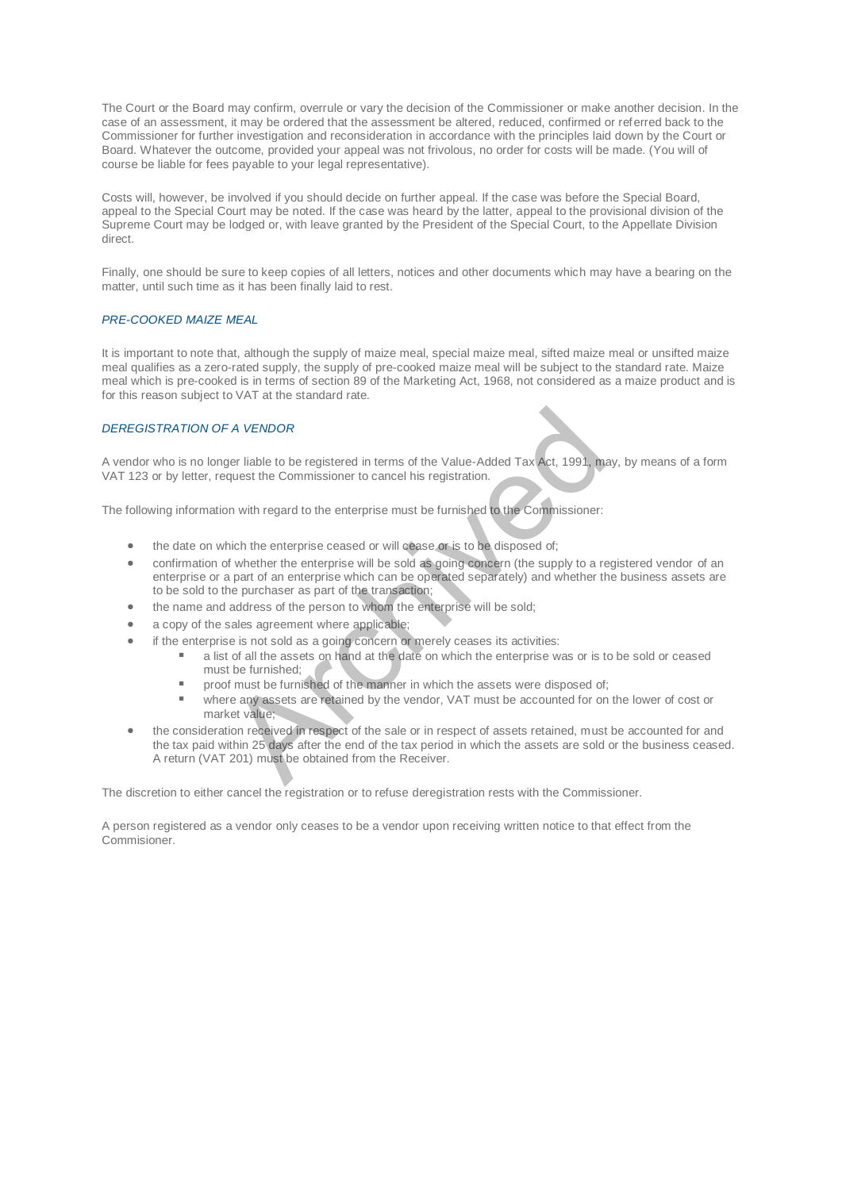The Court or the Board may confirm, overrule or vary the decision of the Commissioner or make another decision. In the case of an assessment, it may be ordered that the assessment be altered, reduced, confirmed or referred back to the Commissioner for further investigation and reconsideration in accordance with the principles laid down by the Court or Board. Whatever the outcome, provided your appeal was not frivolous, no order for costs will be made. (You will of course be liable for fees payable to your legal representative).

Costs will, however, be involved if you should decide on further appeal. If the case was before the Special Board, appeal to the Special Court may be noted. If the case was heard by the latter, appeal to the provisional division of the Supreme Court may be lodged or, with leave granted by the President of the Special Court, to the Appellate Division direct.

Finally, one should be sure to keep copies of all letters, notices and other documents which may have a bearing on the matter, until such time as it has been finally laid to rest.

### *PRE-COOKED MAIZE MEAL*

It is important to note that, although the supply of maize meal, special maize meal, sifted maize meal or unsifted maize meal qualifies as a zero-rated supply, the supply of pre-cooked maize meal will be subject to the standard rate. Maize meal which is pre-cooked is in terms of section 89 of the Marketing Act, 1968, not considered as a maize product and is for this reason subject to VAT at the standard rate.

### *DEREGISTRATION OF A VENDOR*

A vendor who is no longer liable to be registered in terms of the Value-Added Tax Act, 1991, may, by means of a form VAT 123 or by letter, request the Commissioner to cancel his registration.

The following information with regard to the enterprise must be furnished to the Commissioner:

- the date on which the enterprise ceased or will cease or is to be disposed of;
- confirmation of whether the enterprise will be sold as going concern (the supply to a registered vendor of an enterprise or a part of an enterprise which can be operated separately) and whether the business assets are to be sold to the purchaser as part of the transaction;
- the name and address of the person to whom the enterprise will be sold;
- a copy of the sales agreement where applicable;
- if the enterprise is not sold as a going concern or merely ceases its activities:
  - a list of all the assets on hand at the date on which the enterprise was or is to be sold or ceased must be furnished;
  - proof must be furnished of the manner in which the assets were disposed of;
  - where any assets are retained by the vendor, VAT must be accounted for on the lower of cost or market value;
- the consideration received in respect of the sale or in respect of assets retained, must be accounted for and the tax paid within 25 days after the end of the tax period in which the assets are sold or the business ceased. A return (VAT 201) must be obtained from the Receiver.

The discretion to either cancel the registration or to refuse deregistration rests with the Commissioner.

A person registered as a vendor only ceases to be a vendor upon receiving written notice to that effect from the Commisioner.